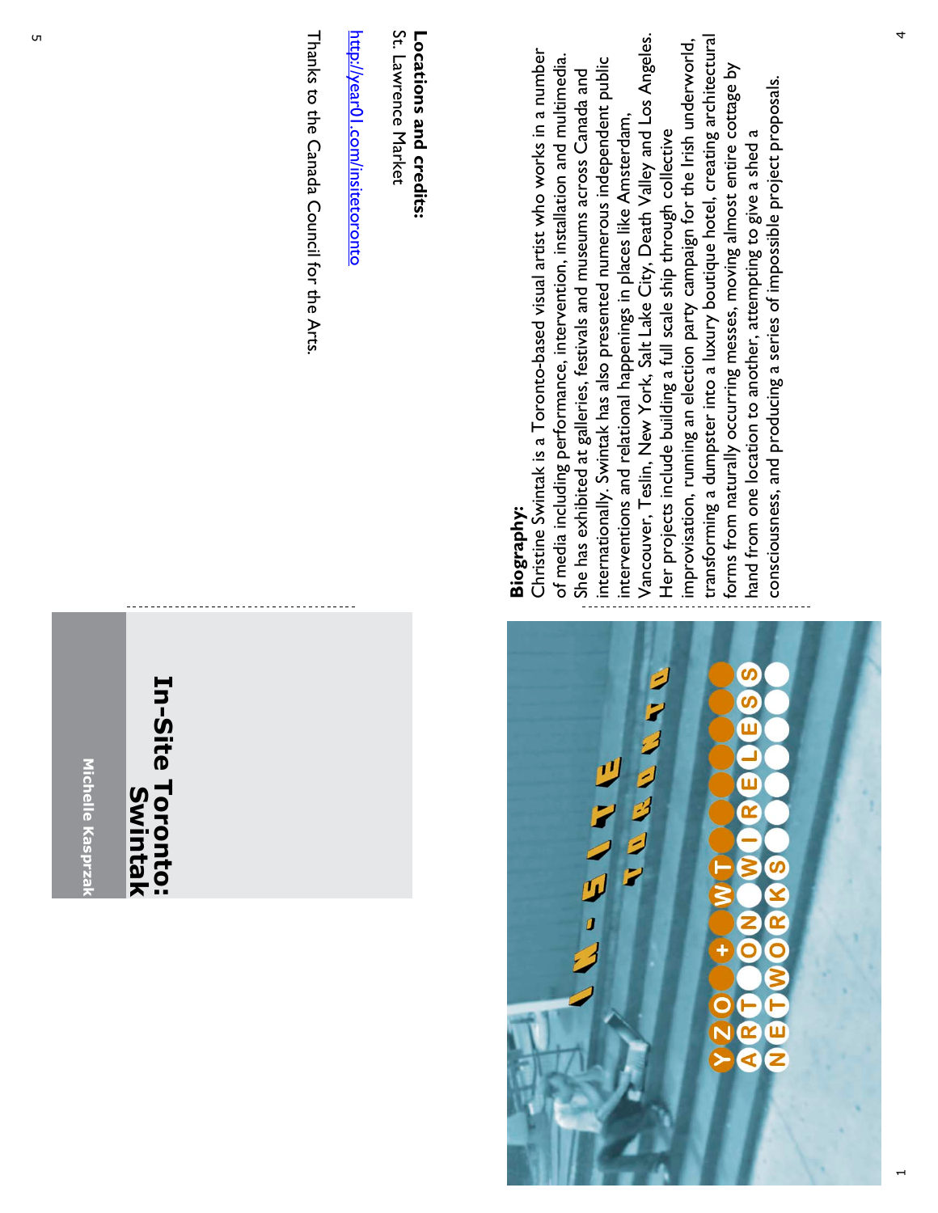# In-Site Toronto: Swintak

Michelle Kasprzak

**Biography:**
Christine Swintak is a Toronto-based visual artist who works in a number of media including performance, intervention, installation and multimedia. She has exhibited at galleries, festivals and museums across Canada and internationally. Swintak has also presented numerous independent public interventions and relational happenings in places like Amsterdam, Vancouver, Teslin, New York, Salt Lake City, Death Valley and Los Angeles. Her projects include building a full scale ship through collective improvisation, running an election party campaign for the Irish underworld, transforming a dumpster into a luxury boutique hotel, creating architectural forms from naturally occurring messes, moving almost entire cottage by hand from one location to another, attempting to give a shed a consciousness, and producing a series of impossible project proposals.

**Locations and credits:**
St. Lawrence Market

http://year01.com/insitetoronto

Thanks to the Canada Council for the Arts.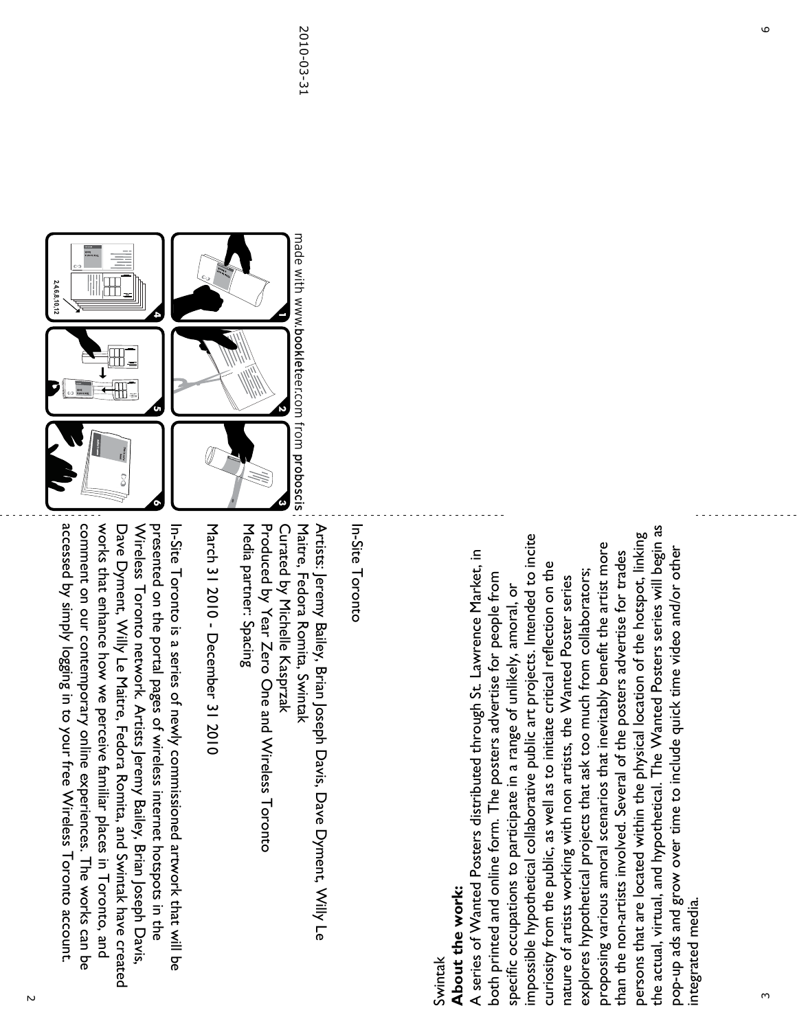2010-03-31

made with www.bookleteer.com from proboscis

In-Site Toronto

Artists: Jeremy Bailey, Brian Joseph Davis, Dave Dyment, Willy Le Maitre, Fedora Romita, Swintak
Curated by Michelle Kasprzak
Produced by Year Zero One and Wireless Toronto
Media partner: Spacing

March 31 2010 - December 31 2010

In-Site Toronto is a series of newly commissioned artwork that will be presented on the portal pages of wireless internet hotspots in the Wireless Toronto network. Artists Jeremy Bailey, Brian Joseph Davis, Dave Dyment, Willy Le Maitre, Fedora Romita, and Swintak have created works that enhance how we perceive familiar places in Toronto, and comment on our contemporary online experiences. The works can be accessed by simply logging in to your free Wireless Toronto account.

Swintak

**About the work:**
A series of Wanted Posters distributed through St. Lawrence Market, in both printed and online form. The posters advertise for people from specific occupations to participate in a range of unlikely, amoral, or impossible hypothetical collaborative public art projects. Intended to incite curiosity from the public, as well as to initiate critical reflection on the nature of artists working with non artists, the Wanted Poster series explores hypothetical projects that ask too much from collaborators; proposing various amoral scenarios that inevitably benefit the artist more than the non-artists involved. Several of the posters advertise for trades persons that are located within the physical location of the hotspot, linking the actual, virtual, and hypothetical. The Wanted Posters series will begin as pop-up ads and grow over time to include quick time video and/or other integrated media.